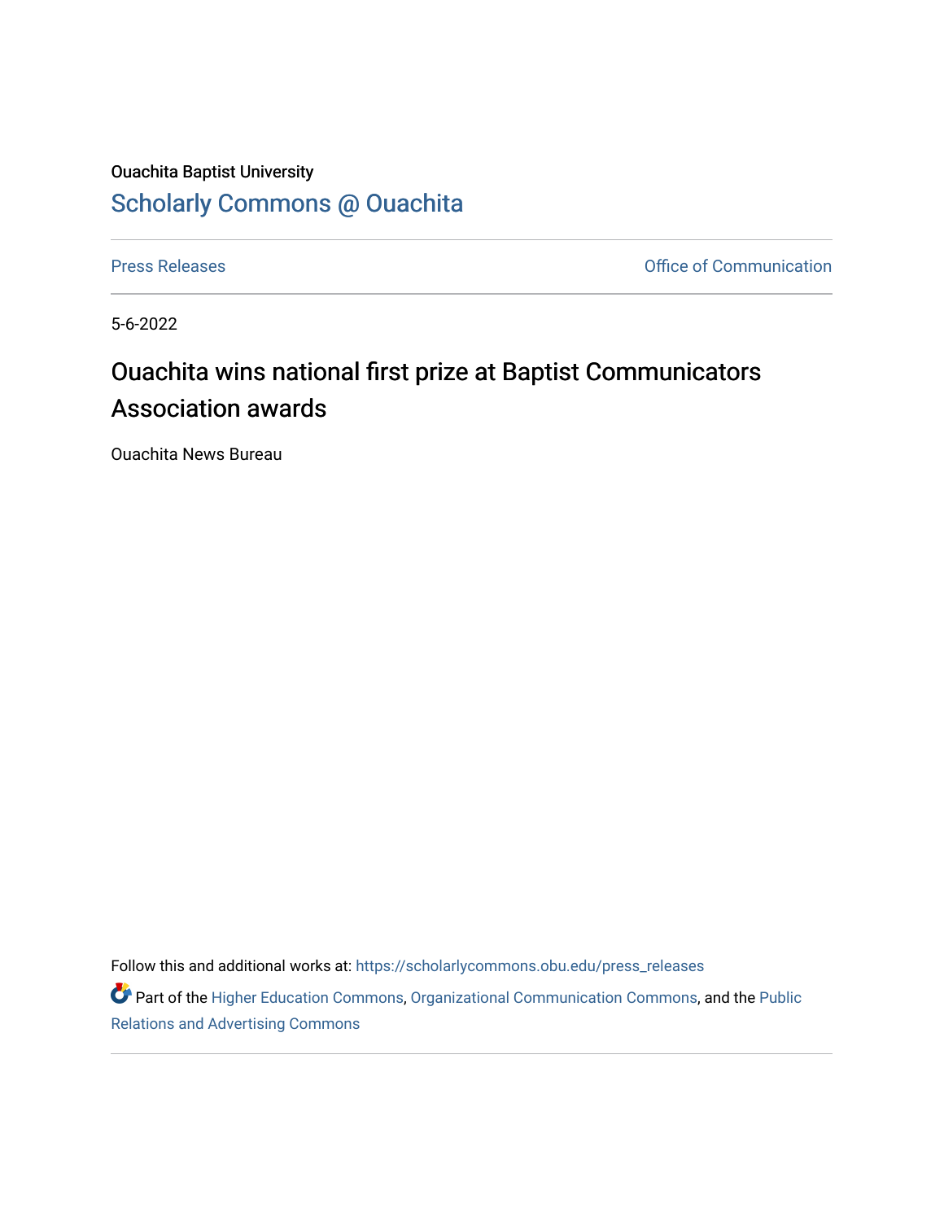Ouachita Baptist University

# Scholarly Commons @ Ouachita

Press Releases

Office of Communication

5-6-2022

## Ouachita wins national first prize at Baptist Communicators Association awards

Ouachita News Bureau

Follow this and additional works at: https://scholarlycommons.obu.edu/press_releases

Part of the Higher Education Commons, Organizational Communication Commons, and the Public Relations and Advertising Commons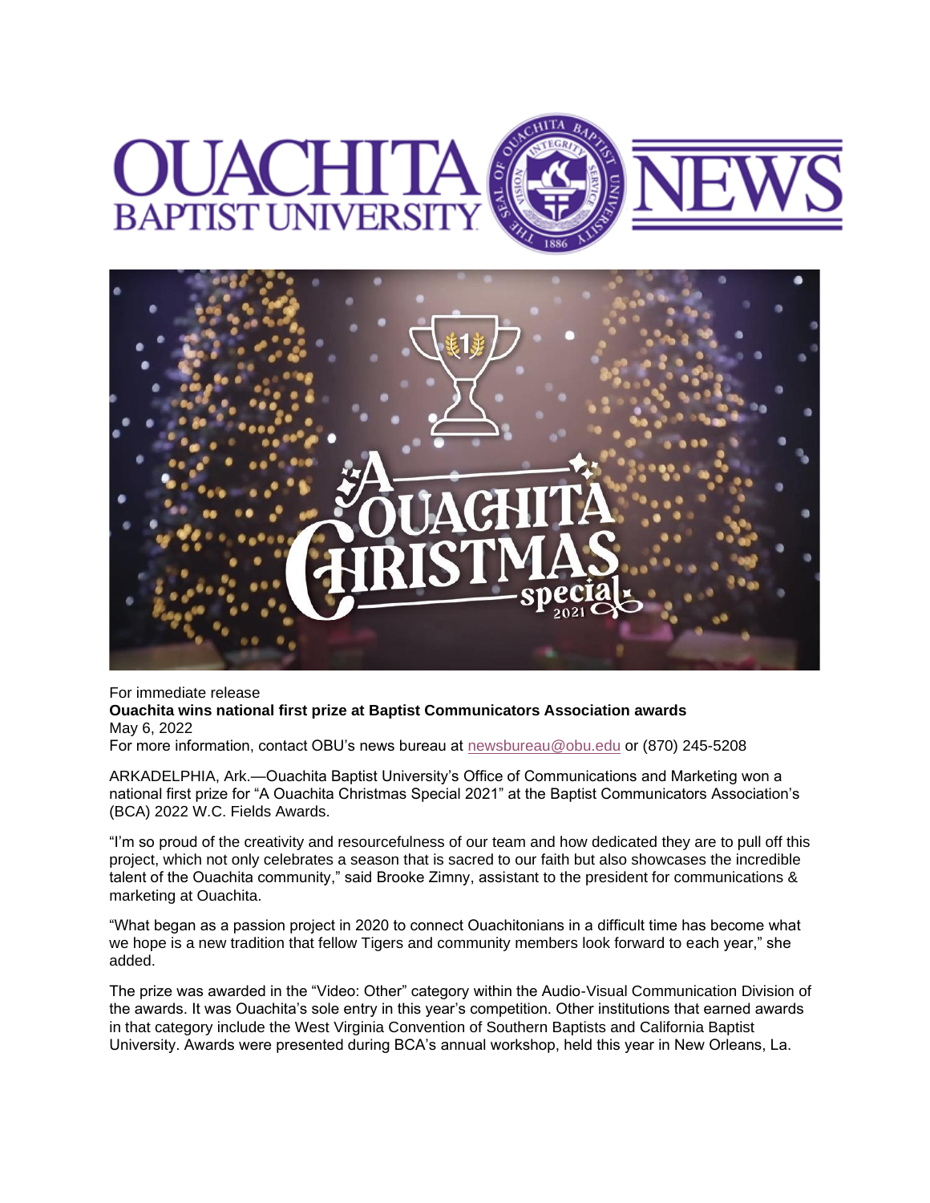For immediate release

**Ouachita wins national first prize at Baptist Communicators Association awards**

May 6, 2022

For more information, contact OBU's news bureau at newsbureau@obu.edu or (870) 245-5208

ARKADELPHIA, Ark.—Ouachita Baptist University's Office of Communications and Marketing won a national first prize for "A Ouachita Christmas Special 2021" at the Baptist Communicators Association's (BCA) 2022 W.C. Fields Awards.

"I'm so proud of the creativity and resourcefulness of our team and how dedicated they are to pull off this project, which not only celebrates a season that is sacred to our faith but also showcases the incredible talent of the Ouachita community," said Brooke Zimny, assistant to the president for communications & marketing at Ouachita.

"What began as a passion project in 2020 to connect Ouachitonians in a difficult time has become what we hope is a new tradition that fellow Tigers and community members look forward to each year," she added.

The prize was awarded in the "Video: Other" category within the Audio-Visual Communication Division of the awards. It was Ouachita's sole entry in this year's competition. Other institutions that earned awards in that category include the West Virginia Convention of Southern Baptists and California Baptist University. Awards were presented during BCA's annual workshop, held this year in New Orleans, La.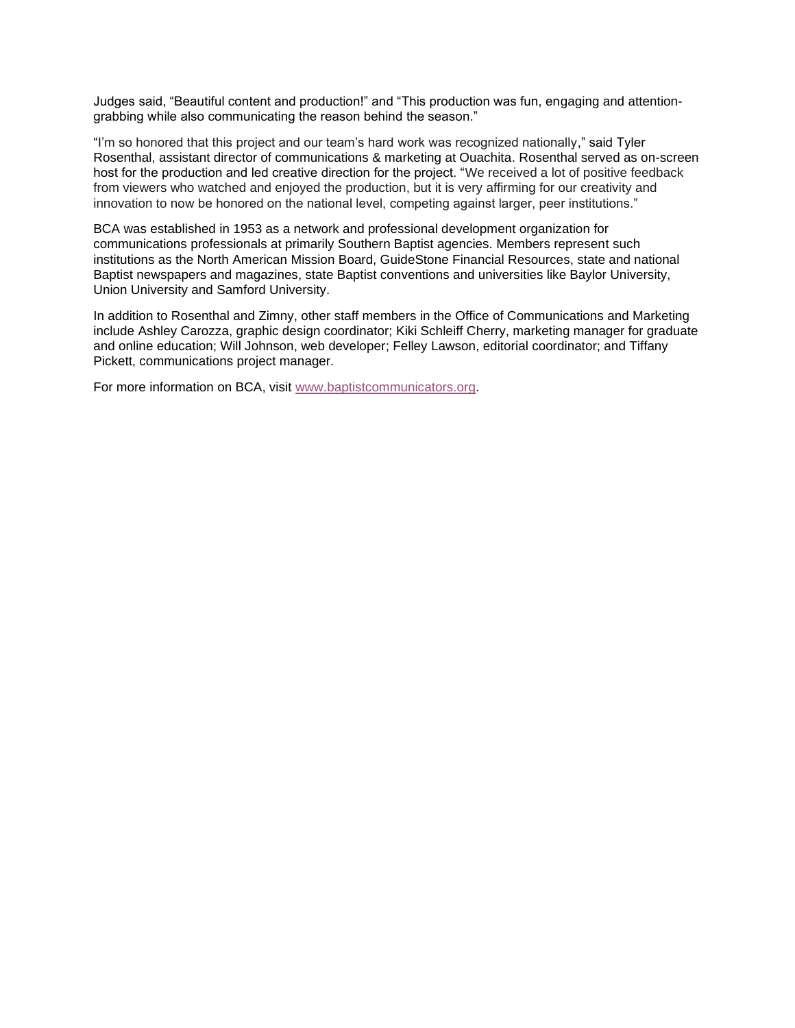Judges said, "Beautiful content and production!" and "This production was fun, engaging and attention-grabbing while also communicating the reason behind the season."

"I'm so honored that this project and our team's hard work was recognized nationally," said Tyler Rosenthal, assistant director of communications & marketing at Ouachita. Rosenthal served as on-screen host for the production and led creative direction for the project. "We received a lot of positive feedback from viewers who watched and enjoyed the production, but it is very affirming for our creativity and innovation to now be honored on the national level, competing against larger, peer institutions."

BCA was established in 1953 as a network and professional development organization for communications professionals at primarily Southern Baptist agencies. Members represent such institutions as the North American Mission Board, GuideStone Financial Resources, state and national Baptist newspapers and magazines, state Baptist conventions and universities like Baylor University, Union University and Samford University.

In addition to Rosenthal and Zimny, other staff members in the Office of Communications and Marketing include Ashley Carozza, graphic design coordinator; Kiki Schleiff Cherry, marketing manager for graduate and online education; Will Johnson, web developer; Felley Lawson, editorial coordinator; and Tiffany Pickett, communications project manager.

For more information on BCA, visit [www.baptistcommunicators.org](http://www.baptistcommunicators.org).